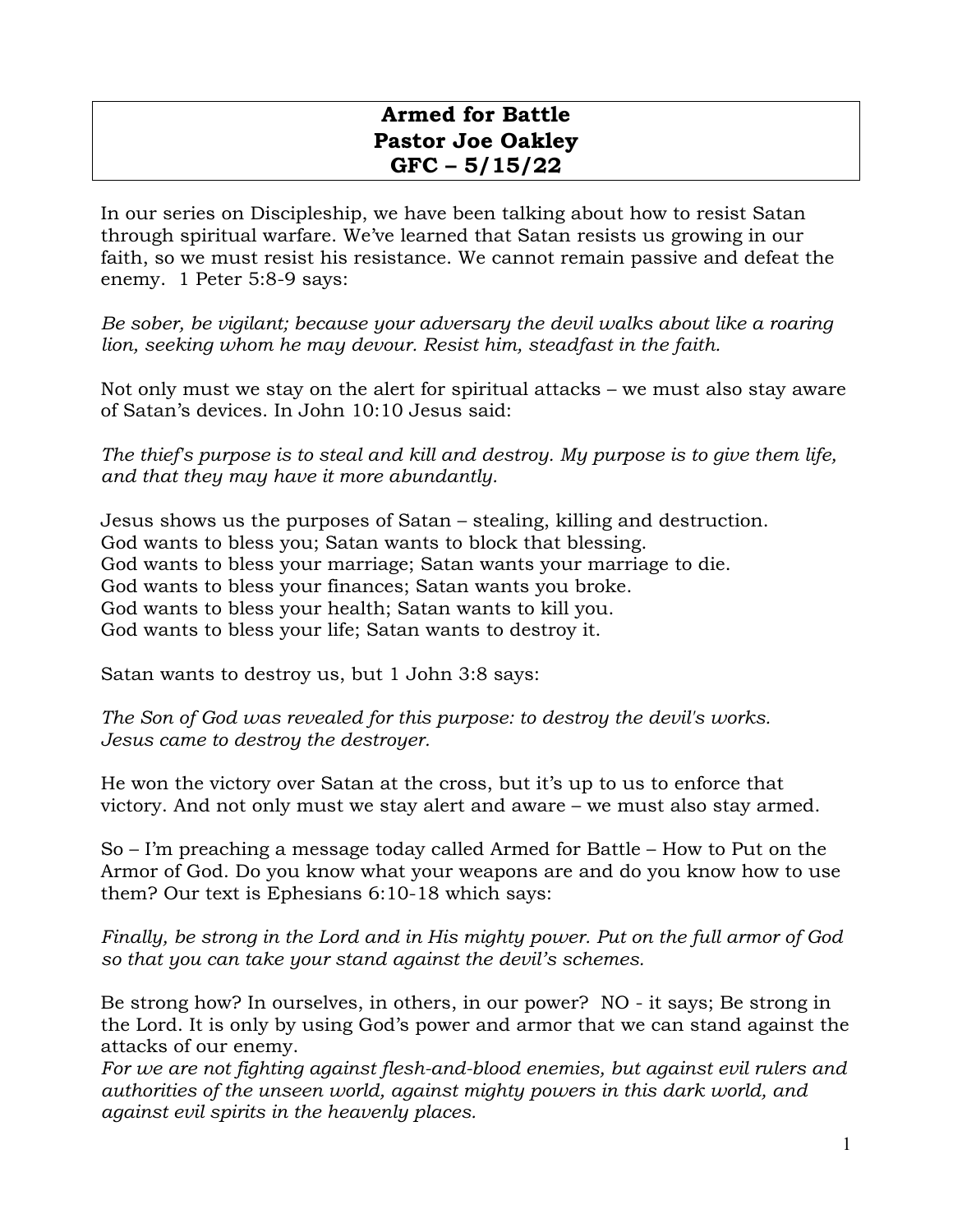# Armed for Battle
## Pastor Joe Oakley
## GFC – 5/15/22

In our series on Discipleship, we have been talking about how to resist Satan through spiritual warfare. We've learned that Satan resists us growing in our faith, so we must resist his resistance. We cannot remain passive and defeat the enemy. 1 Peter 5:8-9 says:

*Be sober, be vigilant; because your adversary the devil walks about like a roaring lion, seeking whom he may devour. Resist him, steadfast in the faith.*

Not only must we stay on the alert for spiritual attacks – we must also stay aware of Satan's devices. In John 10:10 Jesus said:

*The thief's purpose is to steal and kill and destroy. My purpose is to give them life, and that they may have it more abundantly.*

Jesus shows us the purposes of Satan – stealing, killing and destruction.
God wants to bless you; Satan wants to block that blessing.
God wants to bless your marriage; Satan wants your marriage to die.
God wants to bless your finances; Satan wants you broke.
God wants to bless your health; Satan wants to kill you.
God wants to bless your life; Satan wants to destroy it.

Satan wants to destroy us, but 1 John 3:8 says:

*The Son of God was revealed for this purpose: to destroy the devil's works. Jesus came to destroy the destroyer.*

He won the victory over Satan at the cross, but it's up to us to enforce that victory. And not only must we stay alert and aware – we must also stay armed.

So – I'm preaching a message today called Armed for Battle – How to Put on the Armor of God. Do you know what your weapons are and do you know how to use them? Our text is Ephesians 6:10-18 which says:

*Finally, be strong in the Lord and in His mighty power. Put on the full armor of God so that you can take your stand against the devil's schemes.*

Be strong how? In ourselves, in others, in our power? NO - it says; Be strong in the Lord. It is only by using God's power and armor that we can stand against the attacks of our enemy.
*For we are not fighting against flesh-and-blood enemies, but against evil rulers and authorities of the unseen world, against mighty powers in this dark world, and against evil spirits in the heavenly places.*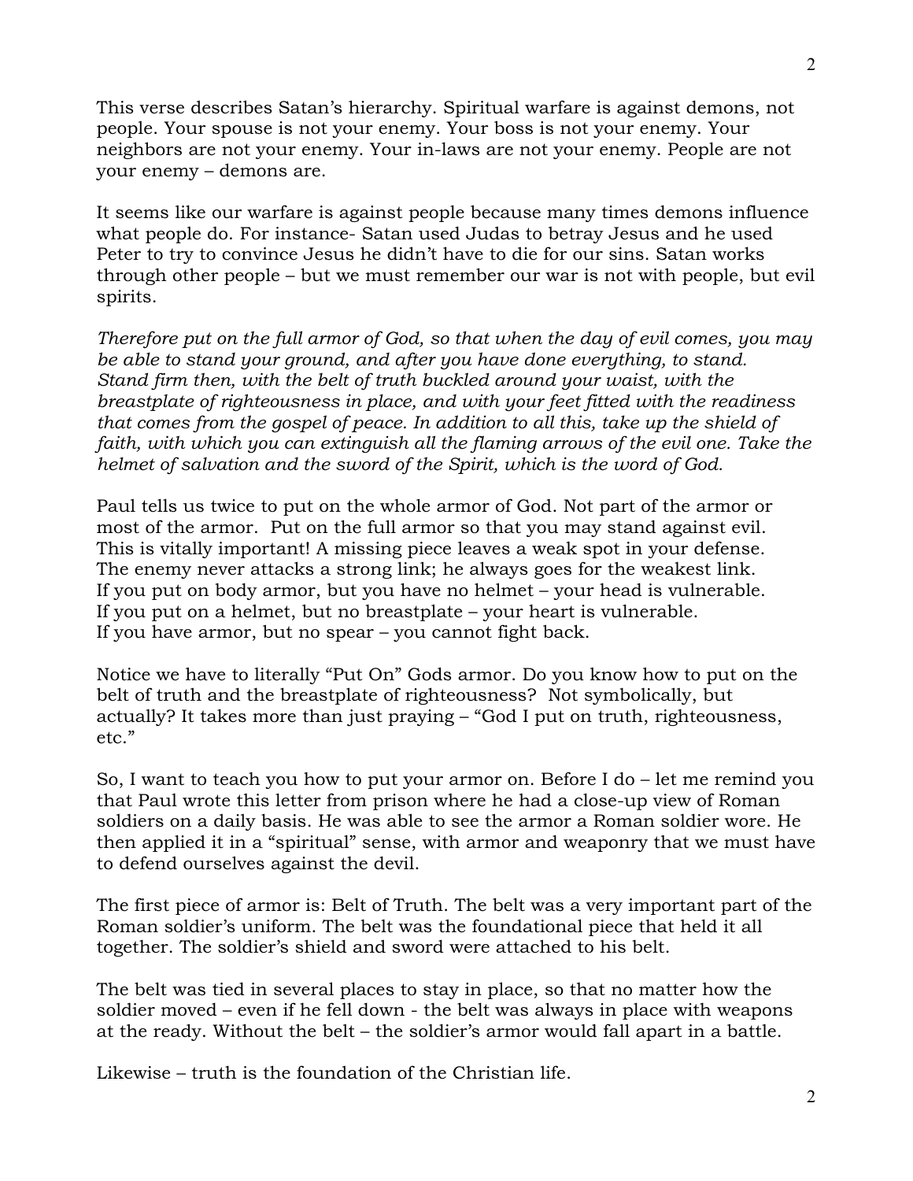This verse describes Satan's hierarchy. Spiritual warfare is against demons, not people. Your spouse is not your enemy. Your boss is not your enemy. Your neighbors are not your enemy. Your in-laws are not your enemy. People are not your enemy – demons are.

It seems like our warfare is against people because many times demons influence what people do. For instance- Satan used Judas to betray Jesus and he used Peter to try to convince Jesus he didn't have to die for our sins. Satan works through other people – but we must remember our war is not with people, but evil spirits.

*Therefore put on the full armor of God, so that when the day of evil comes, you may be able to stand your ground, and after you have done everything, to stand. Stand firm then, with the belt of truth buckled around your waist, with the breastplate of righteousness in place, and with your feet fitted with the readiness that comes from the gospel of peace. In addition to all this, take up the shield of faith, with which you can extinguish all the flaming arrows of the evil one. Take the helmet of salvation and the sword of the Spirit, which is the word of God.*

Paul tells us twice to put on the whole armor of God. Not part of the armor or most of the armor. Put on the full armor so that you may stand against evil. This is vitally important! A missing piece leaves a weak spot in your defense. The enemy never attacks a strong link; he always goes for the weakest link.
If you put on body armor, but you have no helmet – your head is vulnerable.
If you put on a helmet, but no breastplate – your heart is vulnerable.
If you have armor, but no spear – you cannot fight back.

Notice we have to literally "Put On" Gods armor. Do you know how to put on the belt of truth and the breastplate of righteousness? Not symbolically, but actually? It takes more than just praying – "God I put on truth, righteousness, etc."

So, I want to teach you how to put your armor on. Before I do – let me remind you that Paul wrote this letter from prison where he had a close-up view of Roman soldiers on a daily basis. He was able to see the armor a Roman soldier wore. He then applied it in a "spiritual" sense, with armor and weaponry that we must have to defend ourselves against the devil.

The first piece of armor is: Belt of Truth. The belt was a very important part of the Roman soldier's uniform. The belt was the foundational piece that held it all together. The soldier's shield and sword were attached to his belt.

The belt was tied in several places to stay in place, so that no matter how the soldier moved – even if he fell down - the belt was always in place with weapons at the ready. Without the belt – the soldier's armor would fall apart in a battle.

Likewise – truth is the foundation of the Christian life.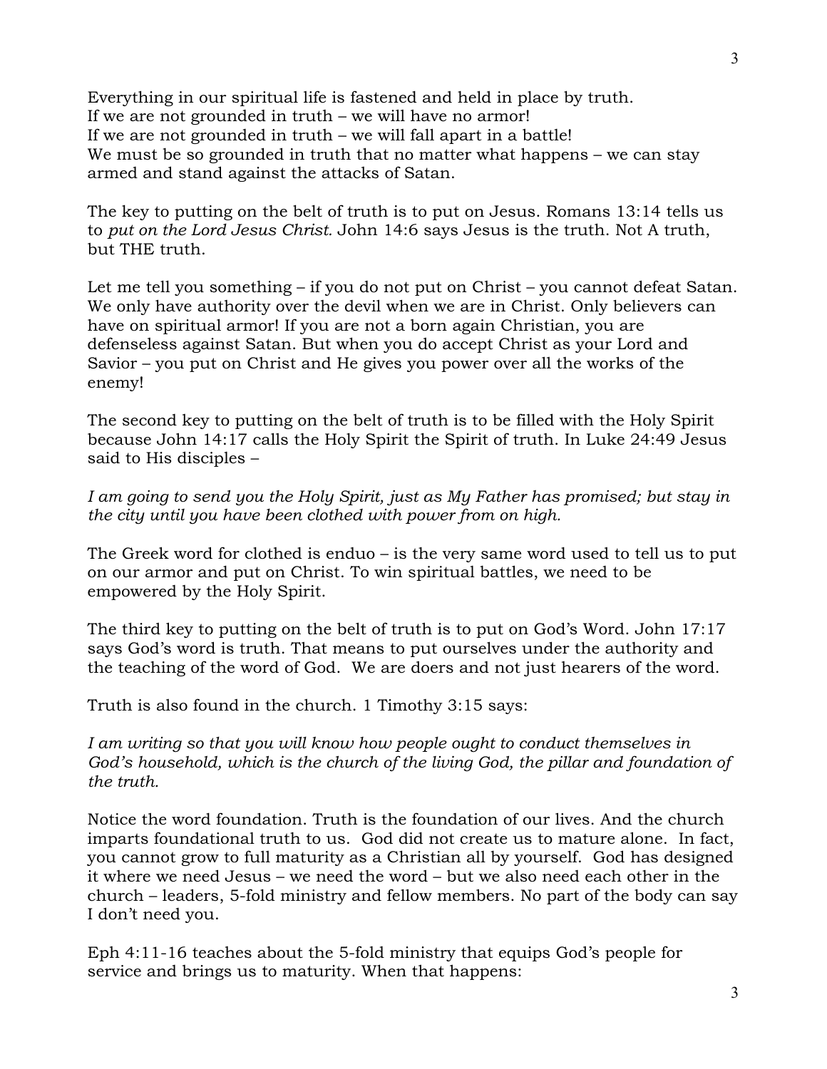Everything in our spiritual life is fastened and held in place by truth.
If we are not grounded in truth – we will have no armor!
If we are not grounded in truth – we will fall apart in a battle!
We must be so grounded in truth that no matter what happens – we can stay armed and stand against the attacks of Satan.

The key to putting on the belt of truth is to put on Jesus. Romans 13:14 tells us to *put on the Lord Jesus Christ.* John 14:6 says Jesus is the truth. Not A truth, but THE truth.

Let me tell you something – if you do not put on Christ – you cannot defeat Satan. We only have authority over the devil when we are in Christ. Only believers can have on spiritual armor! If you are not a born again Christian, you are defenseless against Satan. But when you do accept Christ as your Lord and Savior – you put on Christ and He gives you power over all the works of the enemy!

The second key to putting on the belt of truth is to be filled with the Holy Spirit because John 14:17 calls the Holy Spirit the Spirit of truth. In Luke 24:49 Jesus said to His disciples –

*I am going to send you the Holy Spirit, just as My Father has promised; but stay in the city until you have been clothed with power from on high.*

The Greek word for clothed is enduo – is the very same word used to tell us to put on our armor and put on Christ. To win spiritual battles, we need to be empowered by the Holy Spirit.

The third key to putting on the belt of truth is to put on God's Word. John 17:17 says God's word is truth. That means to put ourselves under the authority and the teaching of the word of God. We are doers and not just hearers of the word.

Truth is also found in the church. 1 Timothy 3:15 says:

*I am writing so that you will know how people ought to conduct themselves in God's household, which is the church of the living God, the pillar and foundation of the truth.*

Notice the word foundation. Truth is the foundation of our lives. And the church imparts foundational truth to us. God did not create us to mature alone. In fact, you cannot grow to full maturity as a Christian all by yourself. God has designed it where we need Jesus – we need the word – but we also need each other in the church – leaders, 5-fold ministry and fellow members. No part of the body can say I don't need you.

Eph 4:11-16 teaches about the 5-fold ministry that equips God's people for service and brings us to maturity. When that happens: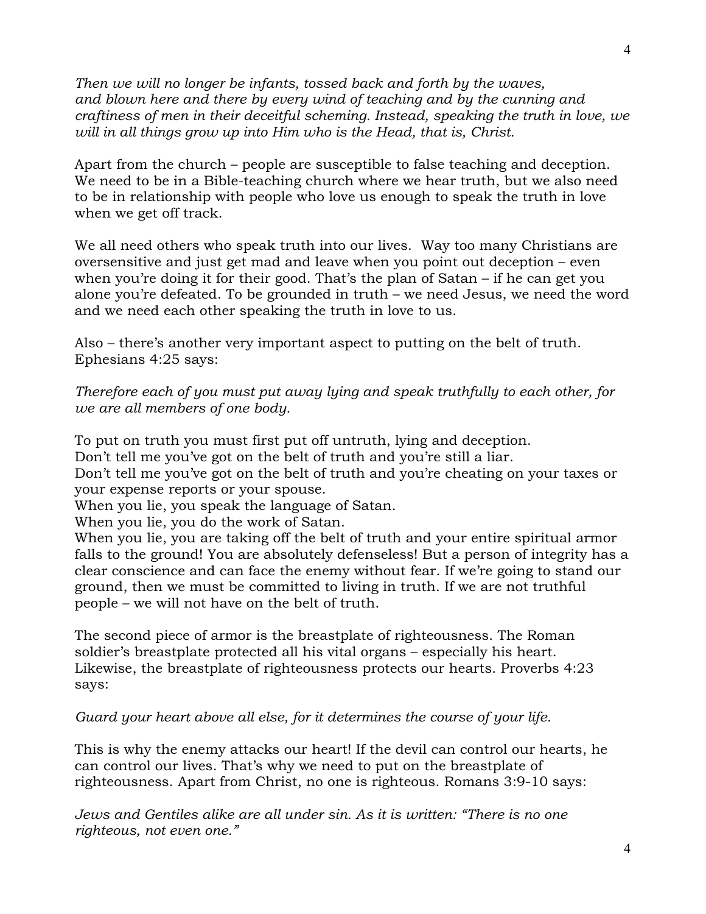*Then we will no longer be infants, tossed back and forth by the waves, and blown here and there by every wind of teaching and by the cunning and craftiness of men in their deceitful scheming. Instead, speaking the truth in love, we will in all things grow up into Him who is the Head, that is, Christ.*

Apart from the church – people are susceptible to false teaching and deception. We need to be in a Bible-teaching church where we hear truth, but we also need to be in relationship with people who love us enough to speak the truth in love when we get off track.

We all need others who speak truth into our lives. Way too many Christians are oversensitive and just get mad and leave when you point out deception – even when you're doing it for their good. That's the plan of Satan – if he can get you alone you're defeated. To be grounded in truth – we need Jesus, we need the word and we need each other speaking the truth in love to us.

Also – there's another very important aspect to putting on the belt of truth. Ephesians 4:25 says:

*Therefore each of you must put away lying and speak truthfully to each other, for we are all members of one body.*

To put on truth you must first put off untruth, lying and deception.
Don't tell me you've got on the belt of truth and you're still a liar.
Don't tell me you've got on the belt of truth and you're cheating on your taxes or your expense reports or your spouse.
When you lie, you speak the language of Satan.
When you lie, you do the work of Satan.
When you lie, you are taking off the belt of truth and your entire spiritual armor falls to the ground! You are absolutely defenseless! But a person of integrity has a clear conscience and can face the enemy without fear. If we're going to stand our ground, then we must be committed to living in truth. If we are not truthful people – we will not have on the belt of truth.

The second piece of armor is the breastplate of righteousness. The Roman soldier's breastplate protected all his vital organs – especially his heart. Likewise, the breastplate of righteousness protects our hearts. Proverbs 4:23 says:

*Guard your heart above all else, for it determines the course of your life.*

This is why the enemy attacks our heart! If the devil can control our hearts, he can control our lives. That's why we need to put on the breastplate of righteousness. Apart from Christ, no one is righteous. Romans 3:9-10 says:

*Jews and Gentiles alike are all under sin. As it is written: "There is no one righteous, not even one."*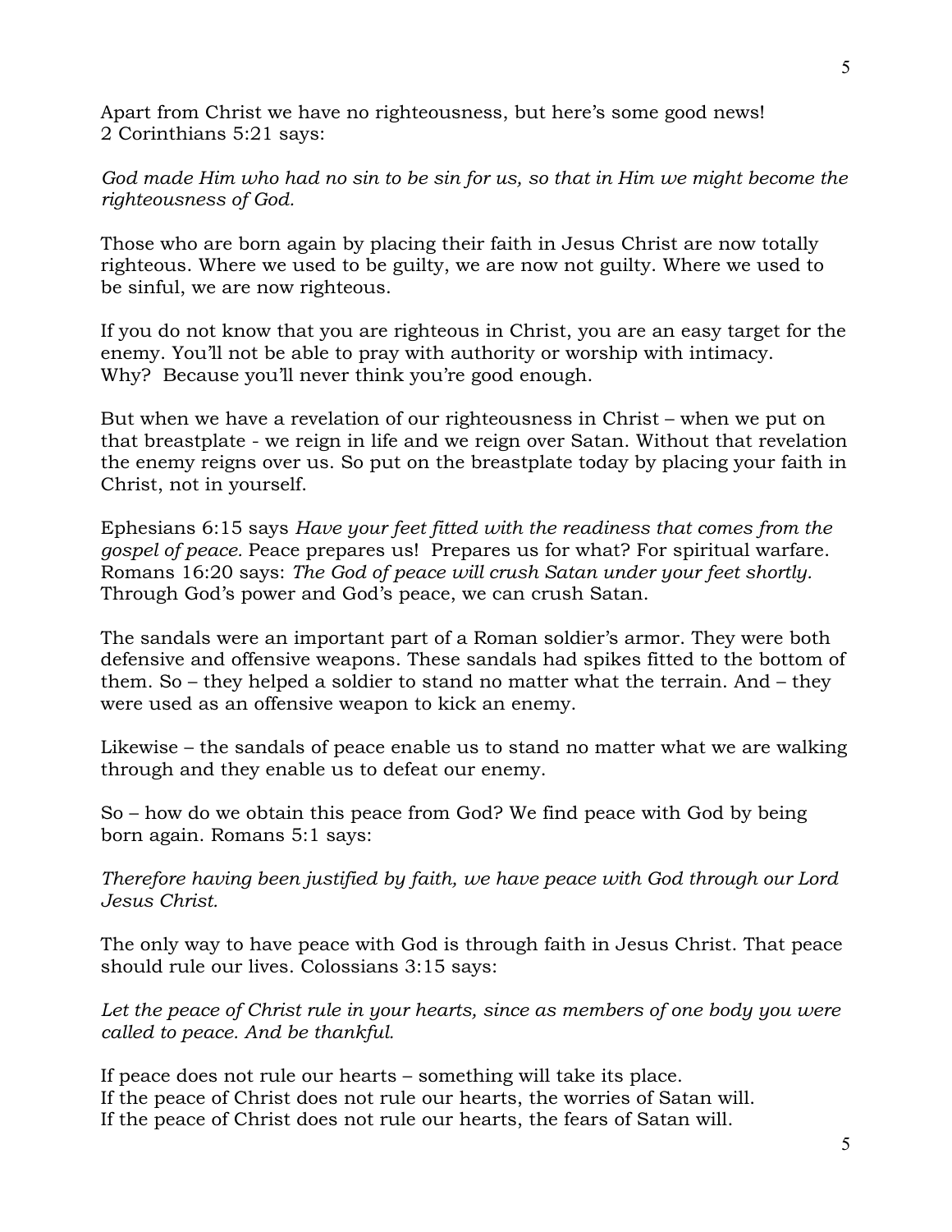Apart from Christ we have no righteousness, but here's some good news! 2 Corinthians 5:21 says:

*God made Him who had no sin to be sin for us, so that in Him we might become the righteousness of God.*

Those who are born again by placing their faith in Jesus Christ are now totally righteous. Where we used to be guilty, we are now not guilty. Where we used to be sinful, we are now righteous.

If you do not know that you are righteous in Christ, you are an easy target for the enemy. You'll not be able to pray with authority or worship with intimacy. Why? Because you'll never think you're good enough.

But when we have a revelation of our righteousness in Christ – when we put on that breastplate - we reign in life and we reign over Satan. Without that revelation the enemy reigns over us. So put on the breastplate today by placing your faith in Christ, not in yourself.

Ephesians 6:15 says *Have your feet fitted with the readiness that comes from the gospel of peace.* Peace prepares us! Prepares us for what? For spiritual warfare. Romans 16:20 says: *The God of peace will crush Satan under your feet shortly.* Through God's power and God's peace, we can crush Satan.

The sandals were an important part of a Roman soldier's armor. They were both defensive and offensive weapons. These sandals had spikes fitted to the bottom of them. So – they helped a soldier to stand no matter what the terrain. And – they were used as an offensive weapon to kick an enemy.

Likewise – the sandals of peace enable us to stand no matter what we are walking through and they enable us to defeat our enemy.

So – how do we obtain this peace from God? We find peace with God by being born again. Romans 5:1 says:

*Therefore having been justified by faith, we have peace with God through our Lord Jesus Christ.*

The only way to have peace with God is through faith in Jesus Christ. That peace should rule our lives. Colossians 3:15 says:

*Let the peace of Christ rule in your hearts, since as members of one body you were called to peace. And be thankful.*

If peace does not rule our hearts – something will take its place.
If the peace of Christ does not rule our hearts, the worries of Satan will.
If the peace of Christ does not rule our hearts, the fears of Satan will.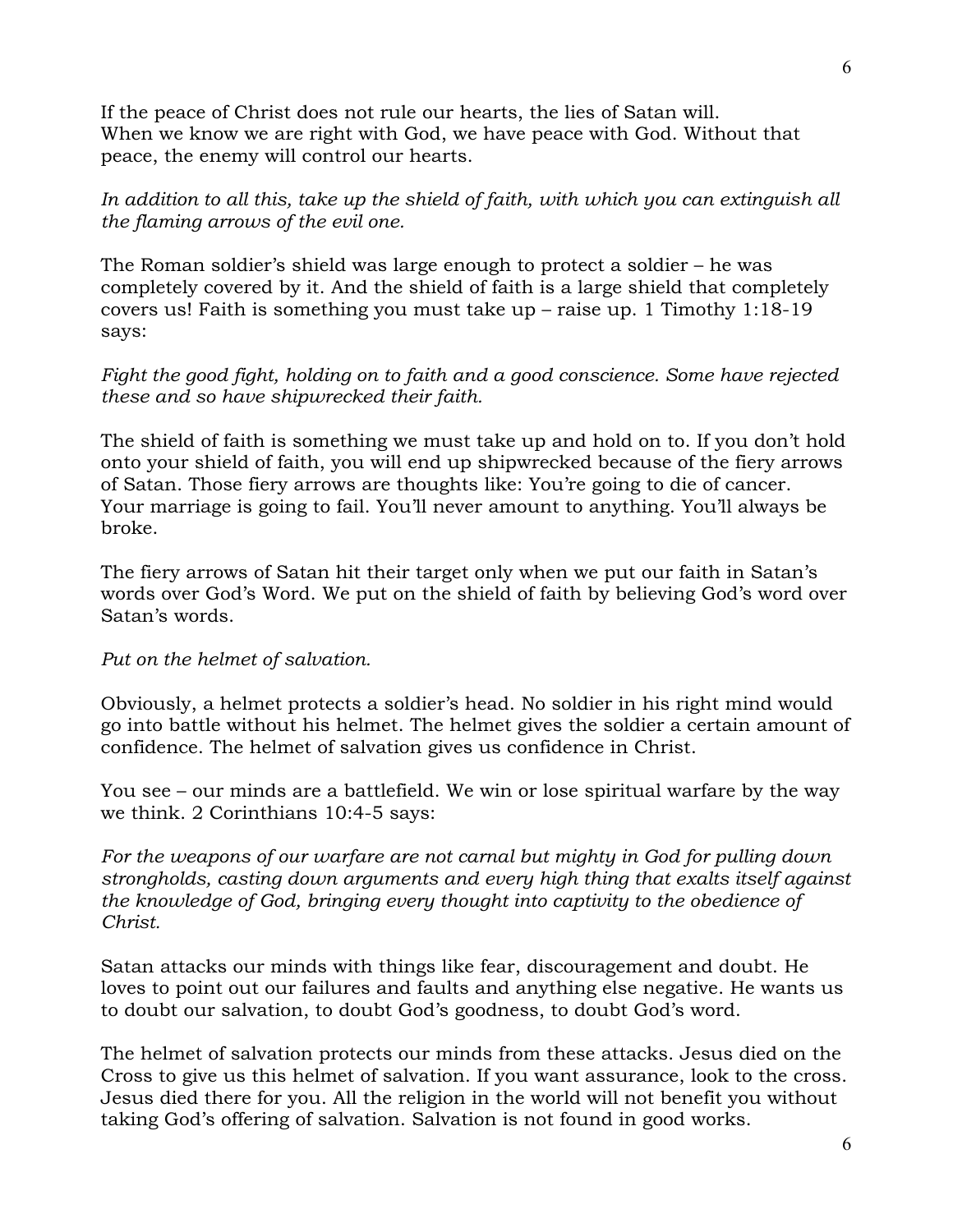If the peace of Christ does not rule our hearts, the lies of Satan will. When we know we are right with God, we have peace with God. Without that peace, the enemy will control our hearts.

*In addition to all this, take up the shield of faith, with which you can extinguish all the flaming arrows of the evil one.*

The Roman soldier's shield was large enough to protect a soldier – he was completely covered by it. And the shield of faith is a large shield that completely covers us! Faith is something you must take up – raise up. 1 Timothy 1:18-19 says:

*Fight the good fight, holding on to faith and a good conscience. Some have rejected these and so have shipwrecked their faith.*

The shield of faith is something we must take up and hold on to. If you don't hold onto your shield of faith, you will end up shipwrecked because of the fiery arrows of Satan. Those fiery arrows are thoughts like: You're going to die of cancer. Your marriage is going to fail. You'll never amount to anything. You'll always be broke.

The fiery arrows of Satan hit their target only when we put our faith in Satan's words over God's Word. We put on the shield of faith by believing God's word over Satan's words.

*Put on the helmet of salvation.*

Obviously, a helmet protects a soldier's head. No soldier in his right mind would go into battle without his helmet. The helmet gives the soldier a certain amount of confidence. The helmet of salvation gives us confidence in Christ.

You see – our minds are a battlefield. We win or lose spiritual warfare by the way we think. 2 Corinthians 10:4-5 says:

*For the weapons of our warfare are not carnal but mighty in God for pulling down strongholds, casting down arguments and every high thing that exalts itself against the knowledge of God, bringing every thought into captivity to the obedience of Christ.*

Satan attacks our minds with things like fear, discouragement and doubt. He loves to point out our failures and faults and anything else negative. He wants us to doubt our salvation, to doubt God's goodness, to doubt God's word.

The helmet of salvation protects our minds from these attacks. Jesus died on the Cross to give us this helmet of salvation. If you want assurance, look to the cross. Jesus died there for you. All the religion in the world will not benefit you without taking God's offering of salvation. Salvation is not found in good works.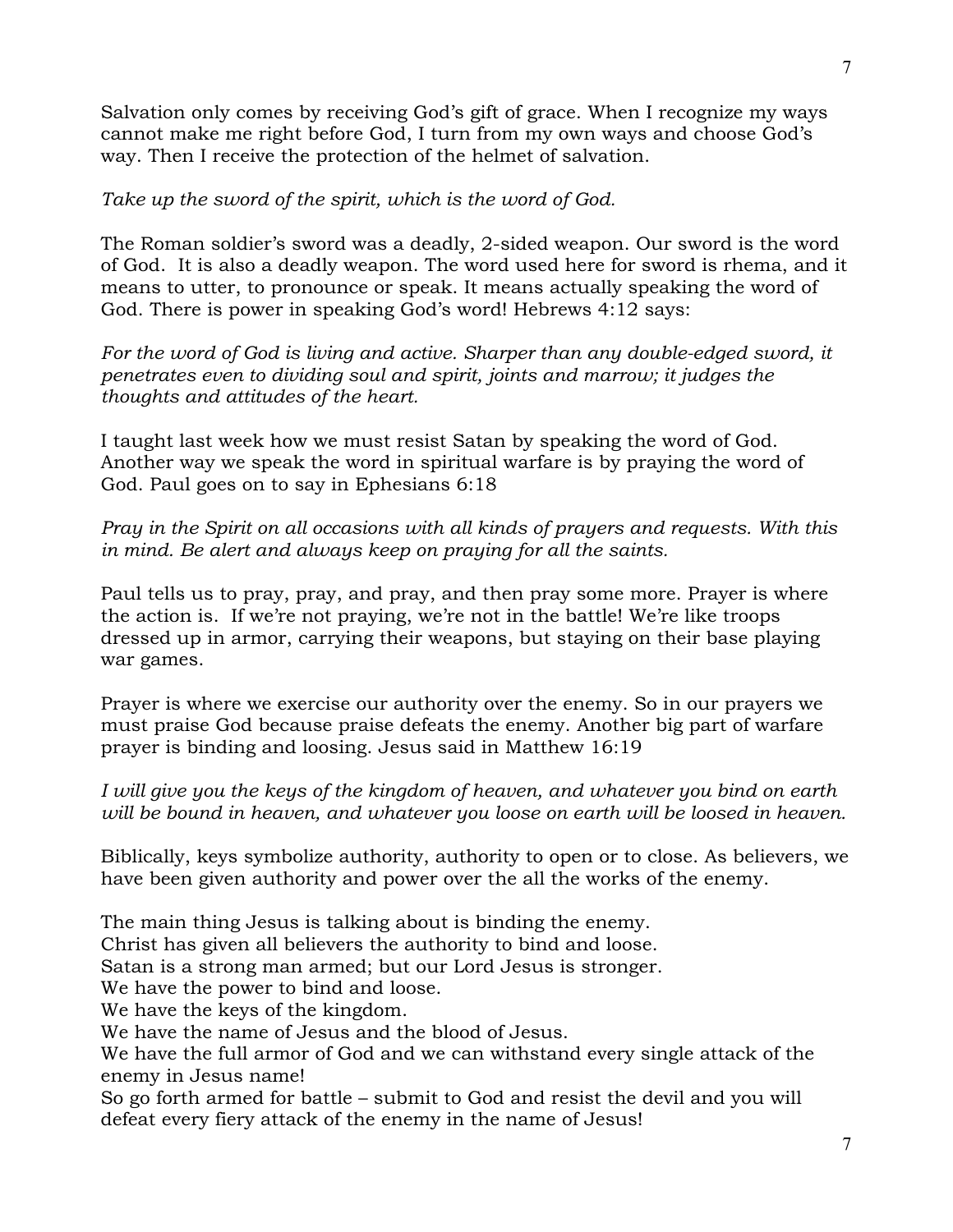Salvation only comes by receiving God's gift of grace. When I recognize my ways cannot make me right before God, I turn from my own ways and choose God's way. Then I receive the protection of the helmet of salvation.

*Take up the sword of the spirit, which is the word of God.*

The Roman soldier's sword was a deadly, 2-sided weapon. Our sword is the word of God. It is also a deadly weapon. The word used here for sword is rhema, and it means to utter, to pronounce or speak. It means actually speaking the word of God. There is power in speaking God's word! Hebrews 4:12 says:

*For the word of God is living and active. Sharper than any double-edged sword, it penetrates even to dividing soul and spirit, joints and marrow; it judges the thoughts and attitudes of the heart.*

I taught last week how we must resist Satan by speaking the word of God. Another way we speak the word in spiritual warfare is by praying the word of God. Paul goes on to say in Ephesians 6:18

*Pray in the Spirit on all occasions with all kinds of prayers and requests. With this in mind. Be alert and always keep on praying for all the saints.*

Paul tells us to pray, pray, and pray, and then pray some more. Prayer is where the action is. If we're not praying, we're not in the battle! We're like troops dressed up in armor, carrying their weapons, but staying on their base playing war games.

Prayer is where we exercise our authority over the enemy. So in our prayers we must praise God because praise defeats the enemy. Another big part of warfare prayer is binding and loosing. Jesus said in Matthew 16:19

*I will give you the keys of the kingdom of heaven, and whatever you bind on earth will be bound in heaven, and whatever you loose on earth will be loosed in heaven.*

Biblically, keys symbolize authority, authority to open or to close. As believers, we have been given authority and power over the all the works of the enemy.

The main thing Jesus is talking about is binding the enemy.
Christ has given all believers the authority to bind and loose.
Satan is a strong man armed; but our Lord Jesus is stronger.
We have the power to bind and loose.
We have the keys of the kingdom.
We have the name of Jesus and the blood of Jesus.
We have the full armor of God and we can withstand every single attack of the enemy in Jesus name!
So go forth armed for battle – submit to God and resist the devil and you will defeat every fiery attack of the enemy in the name of Jesus!